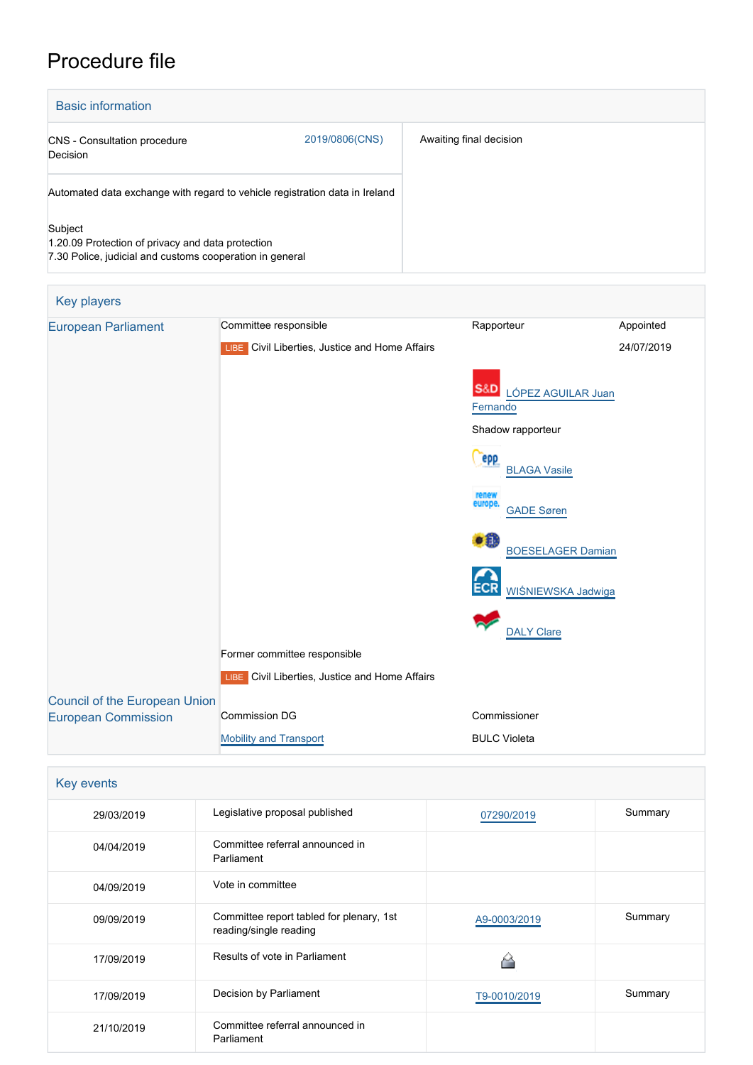# Procedure file

## Basic information

| | | |
|---|---|---|
| CNS - Consultation procedure<br>Decision | 2019/0806(CNS) | Awaiting final decision |
| Automated data exchange with regard to vehicle registration data in Ireland<br><br>Subject<br>1.20.09 Protection of privacy and data protection<br>7.30 Police, judicial and customs cooperation in general | | |

## Key players

| | | | |
|---|---|---|---|
| European Parliament | Committee responsible | Rapporteur | Appointed |
| | LIBE Civil Liberties, Justice and Home Affairs | | 24/07/2019 |
| | | S&D LÓPEZ AGUILAR Juan Fernando | |
| | | Shadow rapporteur | |
| | | EPP BLAGA Vasile | |
| | | Renew Europe GADE Søren | |
| | | Greens/EFA BOESELAGER Damian | |
| | | ECR WIŚNIEWSKA Jadwiga | |
| | | GUE/NGL DALY Clare | |
| | Former committee responsible | | |
| | LIBE Civil Liberties, Justice and Home Affairs | | |
| Council of the European Union | | | |
| European Commission | Commission DG | Commissioner | |
| | Mobility and Transport | BULC Violeta | |

## Key events

| | | | |
|---|---|---|---|
| 29/03/2019 | Legislative proposal published | 07290/2019 | Summary |
| 04/04/2019 | Committee referral announced in Parliament | | |
| 04/09/2019 | Vote in committee | | |
| 09/09/2019 | Committee report tabled for plenary, 1st reading/single reading | A9-0003/2019 | Summary |
| 17/09/2019 | Results of vote in Parliament | | |
| 17/09/2019 | Decision by Parliament | T9-0010/2019 | Summary |
| 21/10/2019 | Committee referral announced in Parliament | | |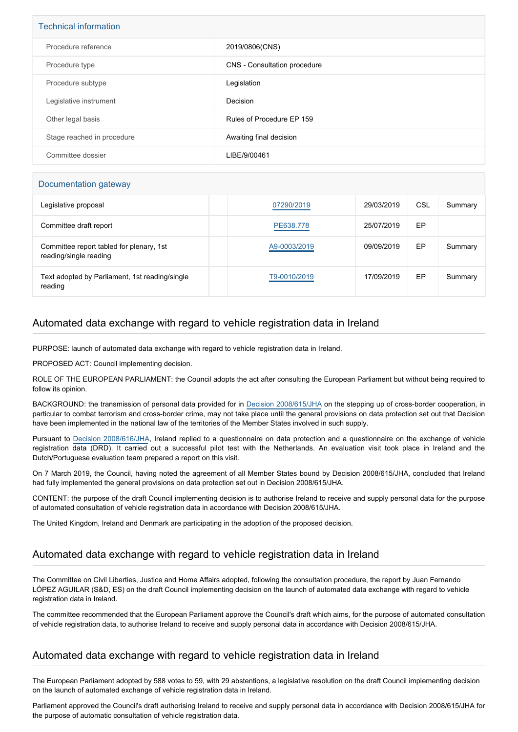## Technical information

| | |
|---|---|
| Procedure reference | 2019/0806(CNS) |
| Procedure type | CNS - Consultation procedure |
| Procedure subtype | Legislation |
| Legislative instrument | Decision |
| Other legal basis | Rules of Procedure EP 159 |
| Stage reached in procedure | Awaiting final decision |
| Committee dossier | LIBE/9/00461 |

## Documentation gateway

| | | | | | |
|---|---|---|---|---|---|
| Legislative proposal | | 07290/2019 | 29/03/2019 | CSL | Summary |
| Committee draft report | | PE638.778 | 25/07/2019 | EP | |
| Committee report tabled for plenary, 1st reading/single reading | | A9-0003/2019 | 09/09/2019 | EP | Summary |
| Text adopted by Parliament, 1st reading/single reading | | T9-0010/2019 | 17/09/2019 | EP | Summary |

## Automated data exchange with regard to vehicle registration data in Ireland

PURPOSE: launch of automated data exchange with regard to vehicle registration data in Ireland.

PROPOSED ACT: Council implementing decision.

ROLE OF THE EUROPEAN PARLIAMENT: the Council adopts the act after consulting the European Parliament but without being required to follow its opinion.

BACKGROUND: the transmission of personal data provided for in Decision 2008/615/JHA on the stepping up of cross-border cooperation, in particular to combat terrorism and cross-border crime, may not take place until the general provisions on data protection set out that Decision have been implemented in the national law of the territories of the Member States involved in such supply.

Pursuant to Decision 2008/616/JHA, Ireland replied to a questionnaire on data protection and a questionnaire on the exchange of vehicle registration data (DRD). It carried out a successful pilot test with the Netherlands. An evaluation visit took place in Ireland and the Dutch/Portuguese evaluation team prepared a report on this visit.

On 7 March 2019, the Council, having noted the agreement of all Member States bound by Decision 2008/615/JHA, concluded that Ireland had fully implemented the general provisions on data protection set out in Decision 2008/615/JHA.

CONTENT: the purpose of the draft Council implementing decision is to authorise Ireland to receive and supply personal data for the purpose of automated consultation of vehicle registration data in accordance with Decision 2008/615/JHA.

The United Kingdom, Ireland and Denmark are participating in the adoption of the proposed decision.

## Automated data exchange with regard to vehicle registration data in Ireland

The Committee on Civil Liberties, Justice and Home Affairs adopted, following the consultation procedure, the report by Juan Fernando LÓPEZ AGUILAR (S&D, ES) on the draft Council implementing decision on the launch of automated data exchange with regard to vehicle registration data in Ireland.

The committee recommended that the European Parliament approve the Council's draft which aims, for the purpose of automated consultation of vehicle registration data, to authorise Ireland to receive and supply personal data in accordance with Decision 2008/615/JHA.

## Automated data exchange with regard to vehicle registration data in Ireland

The European Parliament adopted by 588 votes to 59, with 29 abstentions, a legislative resolution on the draft Council implementing decision on the launch of automated exchange of vehicle registration data in Ireland.

Parliament approved the Council's draft authorising Ireland to receive and supply personal data in accordance with Decision 2008/615/JHA for the purpose of automatic consultation of vehicle registration data.